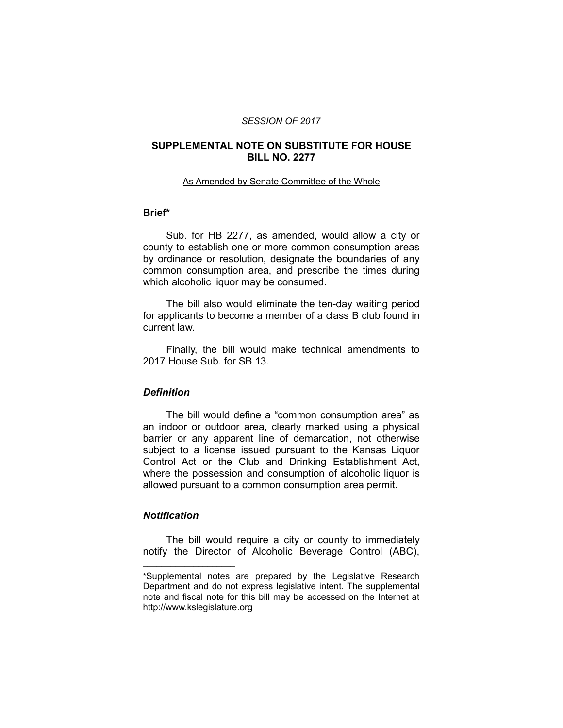*SESSION OF 2017*

# SUPPLEMENTAL NOTE ON SUBSTITUTE FOR HOUSE BILL NO. 2277

As Amended by Senate Committee of the Whole

## Brief*

Sub. for HB 2277, as amended, would allow a city or county to establish one or more common consumption areas by ordinance or resolution, designate the boundaries of any common consumption area, and prescribe the times during which alcoholic liquor may be consumed.

The bill also would eliminate the ten-day waiting period for applicants to become a member of a class B club found in current law.

Finally, the bill would make technical amendments to 2017 House Sub. for SB 13.

### *Definition*

The bill would define a "common consumption area" as an indoor or outdoor area, clearly marked using a physical barrier or any apparent line of demarcation, not otherwise subject to a license issued pursuant to the Kansas Liquor Control Act or the Club and Drinking Establishment Act, where the possession and consumption of alcoholic liquor is allowed pursuant to a common consumption area permit.

### *Notification*

The bill would require a city or county to immediately notify the Director of Alcoholic Beverage Control (ABC),

---

*Supplemental notes are prepared by the Legislative Research Department and do not express legislative intent. The supplemental note and fiscal note for this bill may be accessed on the Internet at http://www.kslegislature.org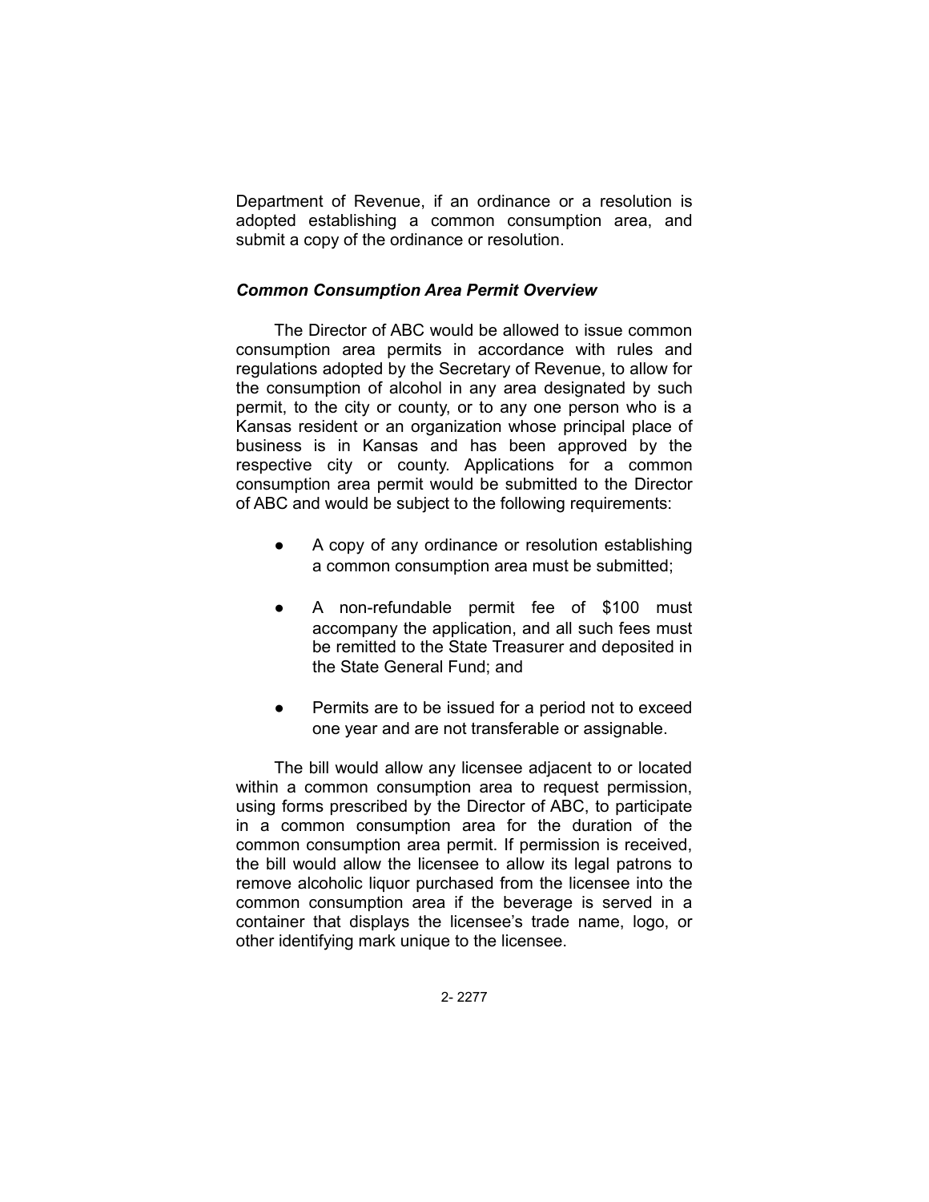Department of Revenue, if an ordinance or a resolution is adopted establishing a common consumption area, and submit a copy of the ordinance or resolution.

### *Common Consumption Area Permit Overview*

The Director of ABC would be allowed to issue common consumption area permits in accordance with rules and regulations adopted by the Secretary of Revenue, to allow for the consumption of alcohol in any area designated by such permit, to the city or county, or to any one person who is a Kansas resident or an organization whose principal place of business is in Kansas and has been approved by the respective city or county. Applications for a common consumption area permit would be submitted to the Director of ABC and would be subject to the following requirements:

- A copy of any ordinance or resolution establishing a common consumption area must be submitted;
- A non-refundable permit fee of $100 must accompany the application, and all such fees must be remitted to the State Treasurer and deposited in the State General Fund; and
- Permits are to be issued for a period not to exceed one year and are not transferable or assignable.

The bill would allow any licensee adjacent to or located within a common consumption area to request permission, using forms prescribed by the Director of ABC, to participate in a common consumption area for the duration of the common consumption area permit. If permission is received, the bill would allow the licensee to allow its legal patrons to remove alcoholic liquor purchased from the licensee into the common consumption area if the beverage is served in a container that displays the licensee's trade name, logo, or other identifying mark unique to the licensee.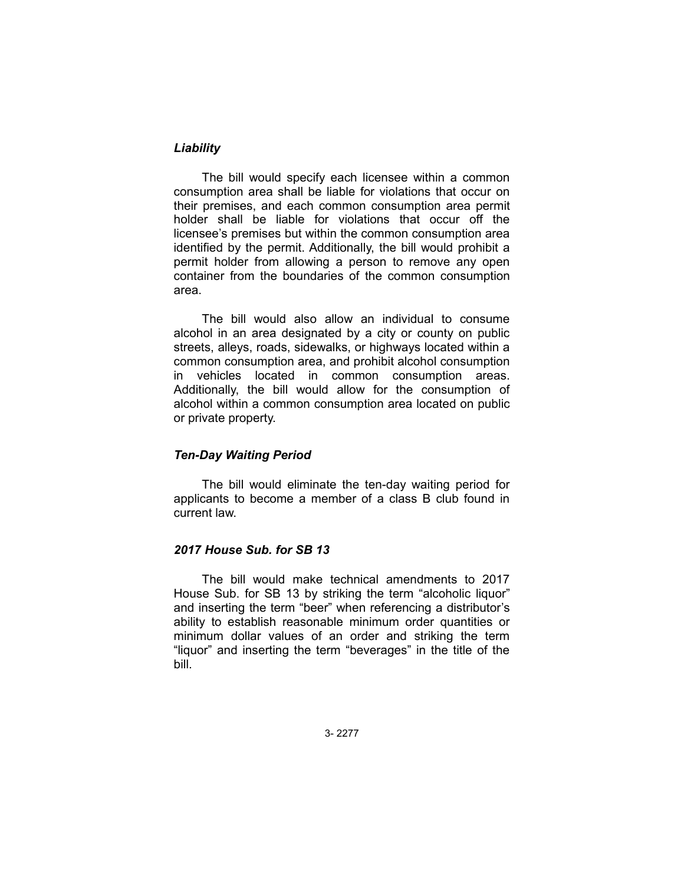### *Liability*

The bill would specify each licensee within a common consumption area shall be liable for violations that occur on their premises, and each common consumption area permit holder shall be liable for violations that occur off the licensee's premises but within the common consumption area identified by the permit. Additionally, the bill would prohibit a permit holder from allowing a person to remove any open container from the boundaries of the common consumption area.

The bill would also allow an individual to consume alcohol in an area designated by a city or county on public streets, alleys, roads, sidewalks, or highways located within a common consumption area, and prohibit alcohol consumption in vehicles located in common consumption areas. Additionally, the bill would allow for the consumption of alcohol within a common consumption area located on public or private property.

### *Ten-Day Waiting Period*

The bill would eliminate the ten-day waiting period for applicants to become a member of a class B club found in current law.

### *2017 House Sub. for SB 13*

The bill would make technical amendments to 2017 House Sub. for SB 13 by striking the term "alcoholic liquor" and inserting the term "beer" when referencing a distributor's ability to establish reasonable minimum order quantities or minimum dollar values of an order and striking the term "liquor" and inserting the term "beverages" in the title of the bill.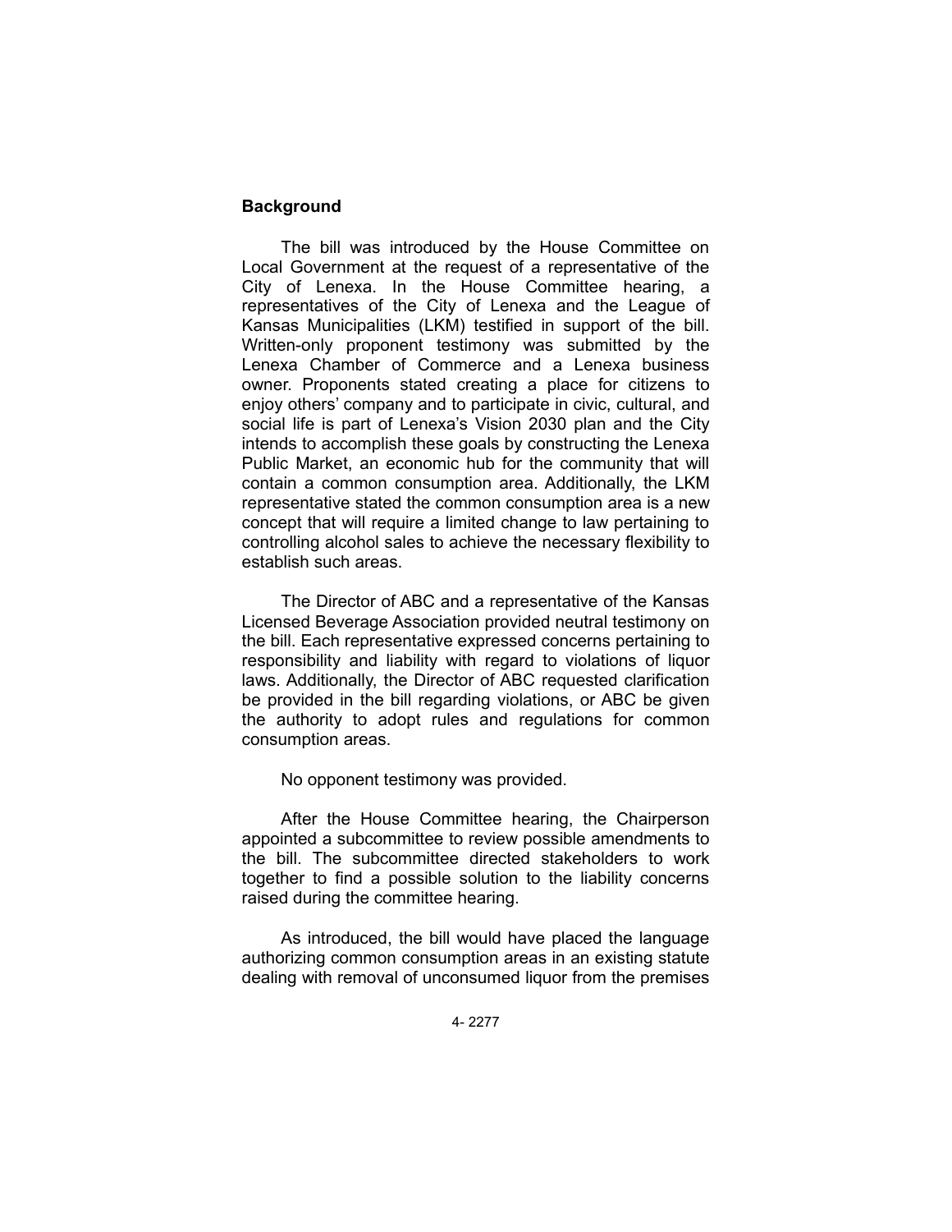**Background**

The bill was introduced by the House Committee on Local Government at the request of a representative of the City of Lenexa. In the House Committee hearing, a representatives of the City of Lenexa and the League of Kansas Municipalities (LKM) testified in support of the bill. Written-only proponent testimony was submitted by the Lenexa Chamber of Commerce and a Lenexa business owner. Proponents stated creating a place for citizens to enjoy others' company and to participate in civic, cultural, and social life is part of Lenexa's Vision 2030 plan and the City intends to accomplish these goals by constructing the Lenexa Public Market, an economic hub for the community that will contain a common consumption area. Additionally, the LKM representative stated the common consumption area is a new concept that will require a limited change to law pertaining to controlling alcohol sales to achieve the necessary flexibility to establish such areas.

The Director of ABC and a representative of the Kansas Licensed Beverage Association provided neutral testimony on the bill. Each representative expressed concerns pertaining to responsibility and liability with regard to violations of liquor laws. Additionally, the Director of ABC requested clarification be provided in the bill regarding violations, or ABC be given the authority to adopt rules and regulations for common consumption areas.

No opponent testimony was provided.

After the House Committee hearing, the Chairperson appointed a subcommittee to review possible amendments to the bill. The subcommittee directed stakeholders to work together to find a possible solution to the liability concerns raised during the committee hearing.

As introduced, the bill would have placed the language authorizing common consumption areas in an existing statute dealing with removal of unconsumed liquor from the premises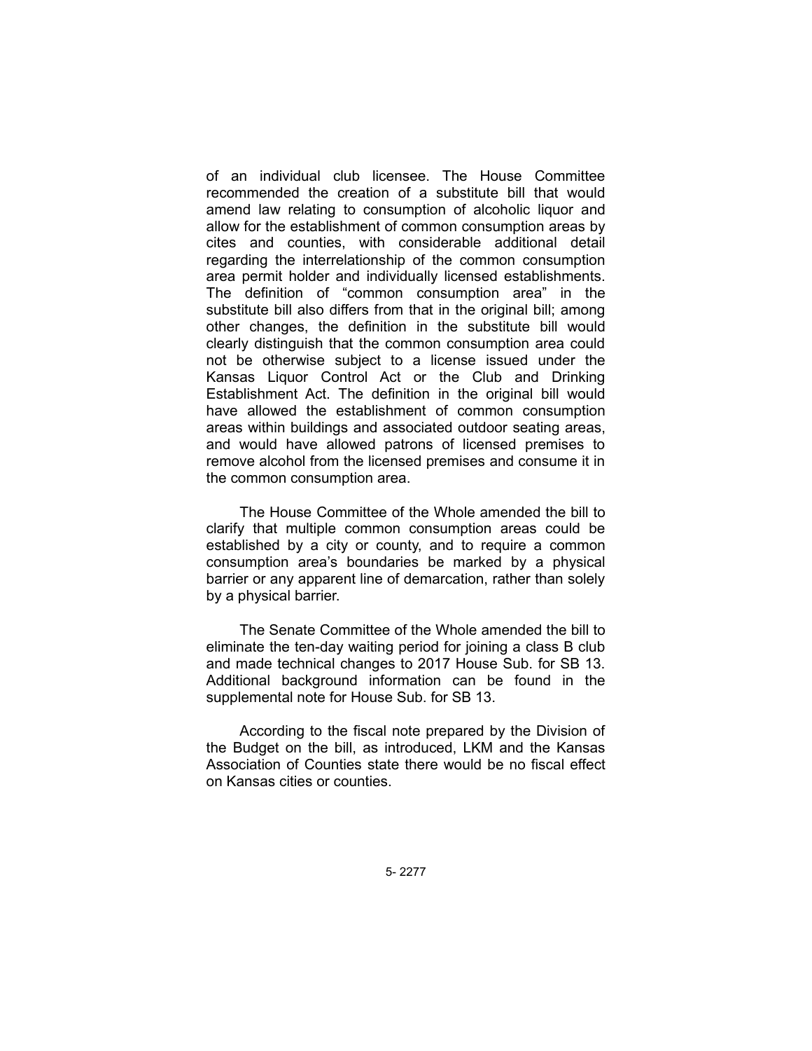of an individual club licensee. The House Committee recommended the creation of a substitute bill that would amend law relating to consumption of alcoholic liquor and allow for the establishment of common consumption areas by cites and counties, with considerable additional detail regarding the interrelationship of the common consumption area permit holder and individually licensed establishments. The definition of "common consumption area" in the substitute bill also differs from that in the original bill; among other changes, the definition in the substitute bill would clearly distinguish that the common consumption area could not be otherwise subject to a license issued under the Kansas Liquor Control Act or the Club and Drinking Establishment Act. The definition in the original bill would have allowed the establishment of common consumption areas within buildings and associated outdoor seating areas, and would have allowed patrons of licensed premises to remove alcohol from the licensed premises and consume it in the common consumption area.

The House Committee of the Whole amended the bill to clarify that multiple common consumption areas could be established by a city or county, and to require a common consumption area's boundaries be marked by a physical barrier or any apparent line of demarcation, rather than solely by a physical barrier.

The Senate Committee of the Whole amended the bill to eliminate the ten-day waiting period for joining a class B club and made technical changes to 2017 House Sub. for SB 13. Additional background information can be found in the supplemental note for House Sub. for SB 13.

According to the fiscal note prepared by the Division of the Budget on the bill, as introduced, LKM and the Kansas Association of Counties state there would be no fiscal effect on Kansas cities or counties.